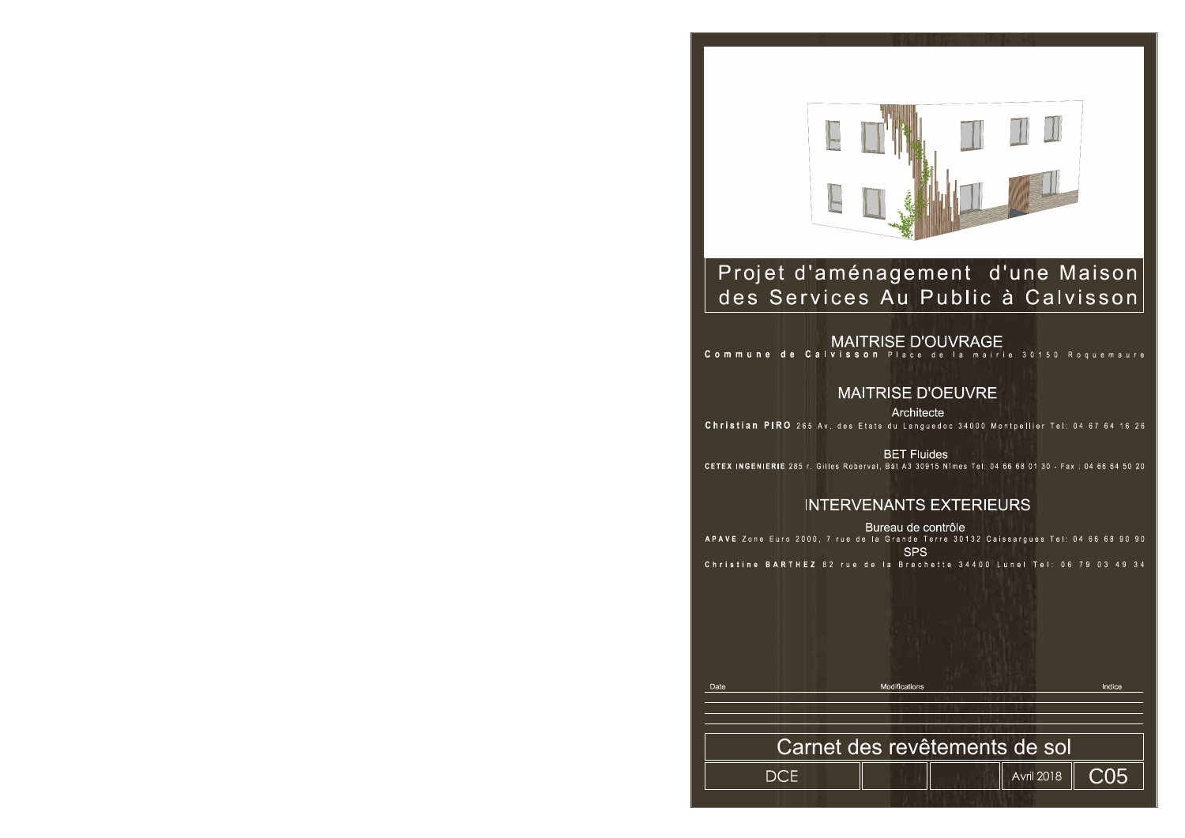# Projet d'aménagement d'une Maison des Services Au Public à Calvisson

## MAITRISE D'OUVRAGE

**Commune de Calvisson** Place de la mairie 30150 Roquemaure

## MAITRISE D'OEUVRE

Architecte

**Christian PIRO** 265 Av. des Etats du Languedoc 34000 Montpellier Tel: 04 67 64 16 26

BET Fluides

**CETEX INGENIERIE** 285 r. Gilles Roberval, Bât A3 30915 Nîmes Tel: 04 66 68 01 30 - Fax : 04 66 64 50 20

## INTERVENANTS EXTERIEURS

Bureau de contrôle

**APAVE** Zone Euro 2000, 7 rue de la Grande Terre 30132 Caissargues Tel: 04 66 68 90 90

SPS

**Christine BARTHEZ** 82 rue de la Brechette 34400 Lunel Tel: 06 79 03 49 34

| Date | Modifications | Indice |
|---|---|---|
| | | |
| | | |
| | | |

# Carnet des revêtements de sol

| DCE | | | Avril 2018 | C05 |
|---|---|---|---|---|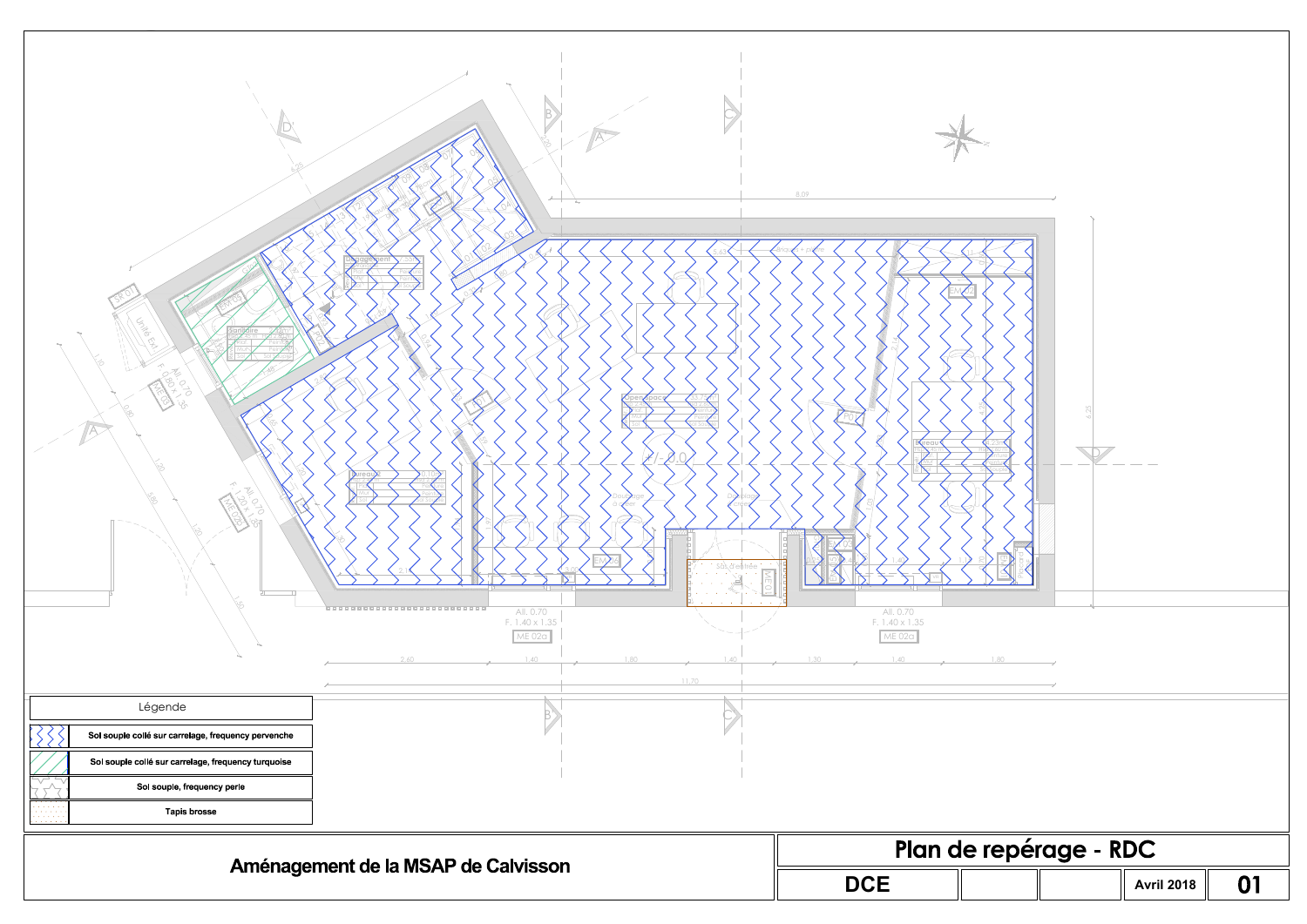## Légende

| Motif | Description |
| --- | --- |
| Zigzag bleu | Sol souple collé sur carrelage, frequency pervenche |
| Hachures vertes | Sol souple collé sur carrelage, frequency turquoise |
| Étoiles | Sol souple, frequency perle |
| Points | Tapis brosse |

**Aménagement de la MSAP de Calvisson**

| Plan de repérage - RDC | | | | |
| --- | --- | --- | --- | --- |
| **DCE** | | | **Avril 2018** | **01** |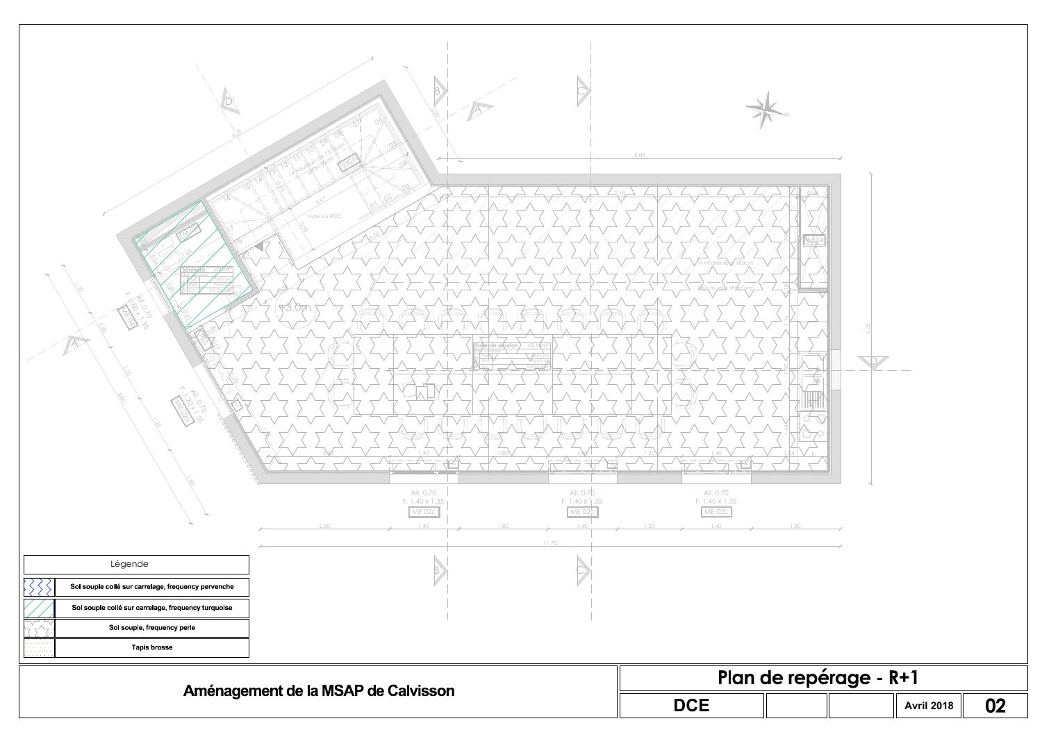## Légende

| | |
|---|---|
| | Sol souple collé sur carrelage, frequency pervenche |
| | Sol souple collé sur carrelage, frequency turquoise |
| | Sol souple, frequency perle |
| | Tapis brosse |

Sanitaire

Salle de réunion 62.60m²

Vide sur RDC

H inférieure à 180cm

180cm sous structure

Hauteur de 15.75cm
Giron 30cm

All. 0.70
F. 1.40 x 1.35
ME 02c

All. 0.70
F. 1.40 x 1.35
ME 02c

All. 0.70
F. 1.40 x 1.35
ME 02c

All. 0.70
F. 0.80 x 1.35
ME 04

All. 0.70
F. 1.20 x 1.35
ME 02b

11.70

8.09

**Aménagement de la MSAP de Calvisson**

**Plan de repérage - R+1**

| DCE | | | Avril 2018 | 02 |
|---|---|---|---|---|